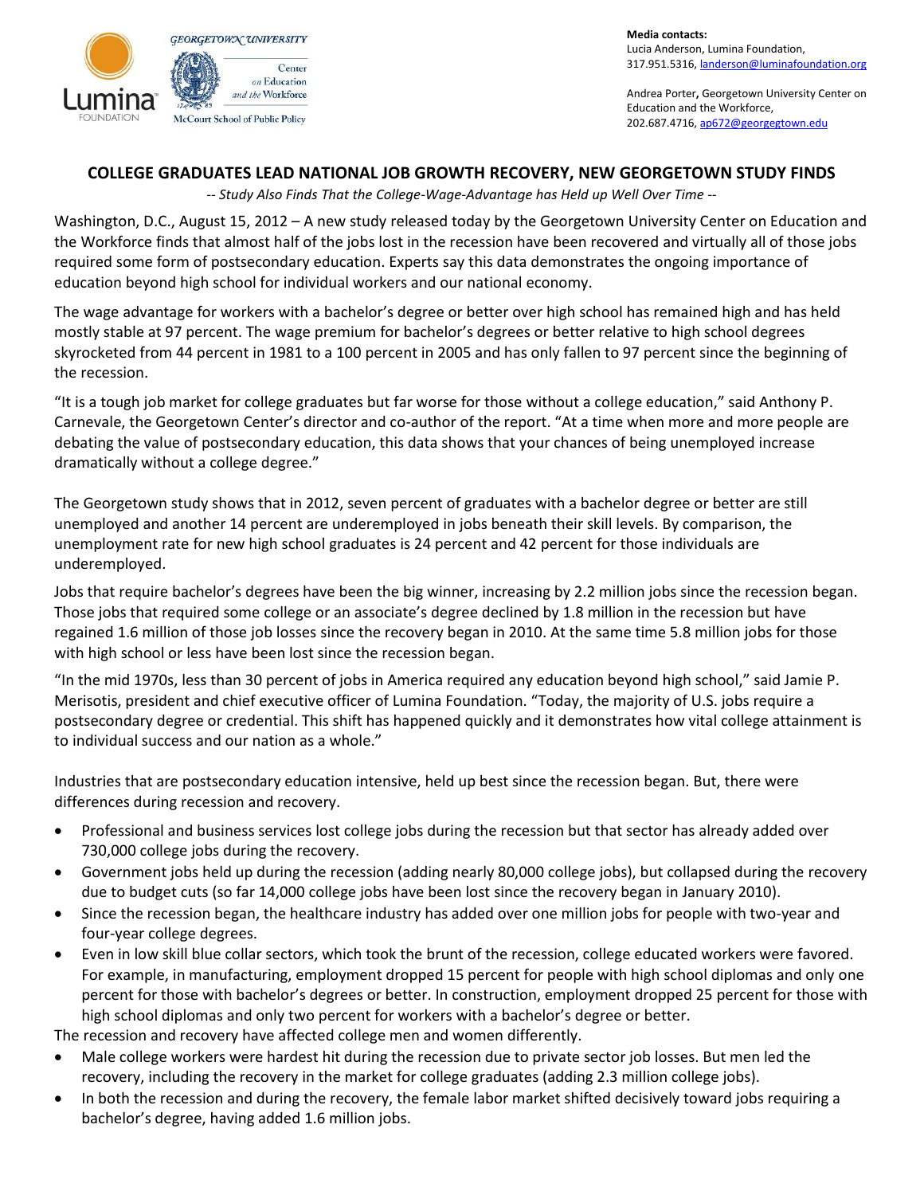Media contacts:
Lucia Anderson, Lumina Foundation,
317.951.5316, landerson@luminafoundation.org

Andrea Porter, Georgetown University Center on Education and the Workforce,
202.687.4716, ap672@georgegtown.edu

# COLLEGE GRADUATES LEAD NATIONAL JOB GROWTH RECOVERY, NEW GEORGETOWN STUDY FINDS

*-- Study Also Finds That the College-Wage-Advantage has Held up Well Over Time --*

Washington, D.C., August 15, 2012 – A new study released today by the Georgetown University Center on Education and the Workforce finds that almost half of the jobs lost in the recession have been recovered and virtually all of those jobs required some form of postsecondary education. Experts say this data demonstrates the ongoing importance of education beyond high school for individual workers and our national economy.

The wage advantage for workers with a bachelor's degree or better over high school has remained high and has held mostly stable at 97 percent. The wage premium for bachelor's degrees or better relative to high school degrees skyrocketed from 44 percent in 1981 to a 100 percent in 2005 and has only fallen to 97 percent since the beginning of the recession.

"It is a tough job market for college graduates but far worse for those without a college education," said Anthony P. Carnevale, the Georgetown Center's director and co-author of the report. "At a time when more and more people are debating the value of postsecondary education, this data shows that your chances of being unemployed increase dramatically without a college degree."

The Georgetown study shows that in 2012, seven percent of graduates with a bachelor degree or better are still unemployed and another 14 percent are underemployed in jobs beneath their skill levels. By comparison, the unemployment rate for new high school graduates is 24 percent and 42 percent for those individuals are underemployed.

Jobs that require bachelor's degrees have been the big winner, increasing by 2.2 million jobs since the recession began. Those jobs that required some college or an associate's degree declined by 1.8 million in the recession but have regained 1.6 million of those job losses since the recovery began in 2010. At the same time 5.8 million jobs for those with high school or less have been lost since the recession began.

"In the mid 1970s, less than 30 percent of jobs in America required any education beyond high school," said Jamie P. Merisotis, president and chief executive officer of Lumina Foundation. "Today, the majority of U.S. jobs require a postsecondary degree or credential. This shift has happened quickly and it demonstrates how vital college attainment is to individual success and our nation as a whole."

Industries that are postsecondary education intensive, held up best since the recession began. But, there were differences during recession and recovery.

- Professional and business services lost college jobs during the recession but that sector has already added over 730,000 college jobs during the recovery.
- Government jobs held up during the recession (adding nearly 80,000 college jobs), but collapsed during the recovery due to budget cuts (so far 14,000 college jobs have been lost since the recovery began in January 2010).
- Since the recession began, the healthcare industry has added over one million jobs for people with two-year and four-year college degrees.
- Even in low skill blue collar sectors, which took the brunt of the recession, college educated workers were favored. For example, in manufacturing, employment dropped 15 percent for people with high school diplomas and only one percent for those with bachelor's degrees or better. In construction, employment dropped 25 percent for those with high school diplomas and only two percent for workers with a bachelor's degree or better.

The recession and recovery have affected college men and women differently.

- Male college workers were hardest hit during the recession due to private sector job losses. But men led the recovery, including the recovery in the market for college graduates (adding 2.3 million college jobs).
- In both the recession and during the recovery, the female labor market shifted decisively toward jobs requiring a bachelor's degree, having added 1.6 million jobs.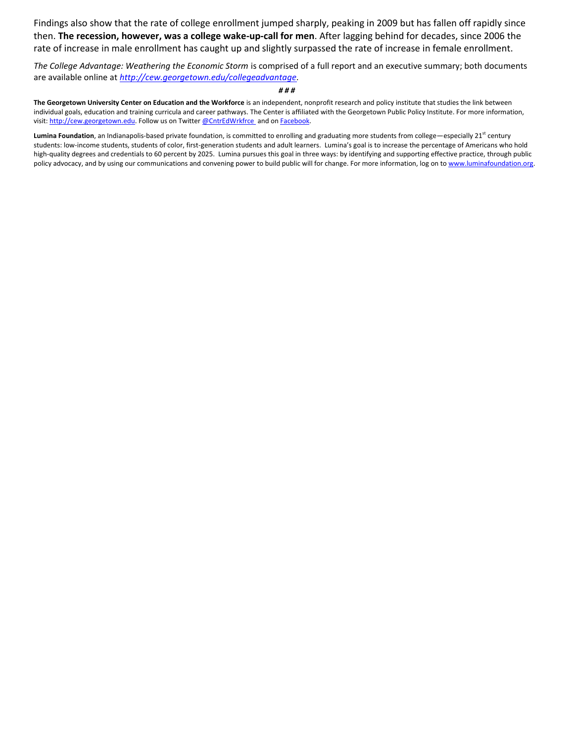Findings also show that the rate of college enrollment jumped sharply, peaking in 2009 but has fallen off rapidly since then. **The recession, however, was a college wake-up-call for men**. After lagging behind for decades, since 2006 the rate of increase in male enrollment has caught up and slightly surpassed the rate of increase in female enrollment.

*The College Advantage: Weathering the Economic Storm* is comprised of a full report and an executive summary; both documents are available online at *[http://cew.georgetown.edu/collegeadvantage](http://cew.georgetown.edu/collegeadvantage)*.

***# # #***

**The Georgetown University Center on Education and the Workforce** is an independent, nonprofit research and policy institute that studies the link between individual goals, education and training curricula and career pathways. The Center is affiliated with the Georgetown Public Policy Institute. For more information, visit: [http://cew.georgetown.edu](http://cew.georgetown.edu). Follow us on Twitter [@CntrEdWrkfrce](https://twitter.com/CntrEdWrkfrce) and on [Facebook](https://www.facebook.com).

**Lumina Foundation**, an Indianapolis-based private foundation, is committed to enrolling and graduating more students from college—especially 21st century students: low-income students, students of color, first-generation students and adult learners. Lumina's goal is to increase the percentage of Americans who hold high-quality degrees and credentials to 60 percent by 2025. Lumina pursues this goal in three ways: by identifying and supporting effective practice, through public policy advocacy, and by using our communications and convening power to build public will for change. For more information, log on to [www.luminafoundation.org](http://www.luminafoundation.org).